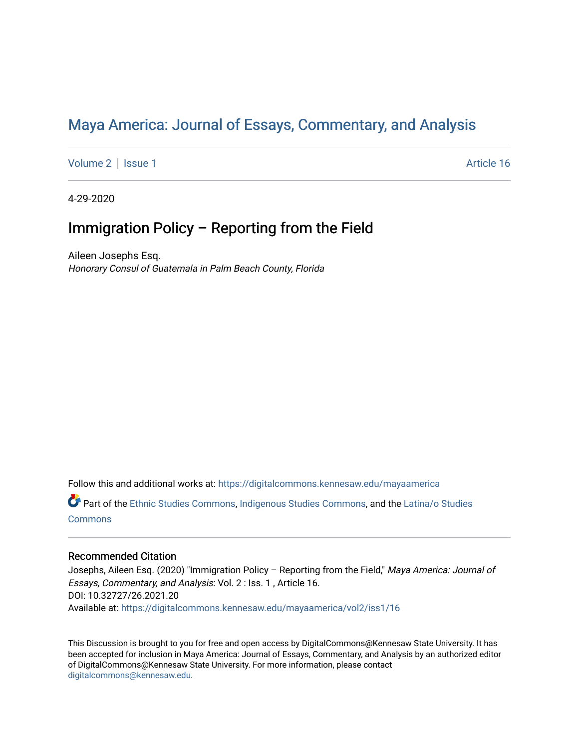# Maya America: Journal of Essays, Commentary, and Analysis

Volume 2 | Issue 1 Article 16

4-29-2020

## Immigration Policy – Reporting from the Field

Aileen Josephs Esq.
*Honorary Consul of Guatemala in Palm Beach County, Florida*

Follow this and additional works at: https://digitalcommons.kennesaw.edu/mayaamerica

Part of the Ethnic Studies Commons, Indigenous Studies Commons, and the Latina/o Studies Commons

### Recommended Citation

Josephs, Aileen Esq. (2020) "Immigration Policy – Reporting from the Field," *Maya America: Journal of Essays, Commentary, and Analysis*: Vol. 2 : Iss. 1 , Article 16.
DOI: 10.32727/26.2021.20
Available at: https://digitalcommons.kennesaw.edu/mayaamerica/vol2/iss1/16

This Discussion is brought to you for free and open access by DigitalCommons@Kennesaw State University. It has been accepted for inclusion in Maya America: Journal of Essays, Commentary, and Analysis by an authorized editor of DigitalCommons@Kennesaw State University. For more information, please contact digitalcommons@kennesaw.edu.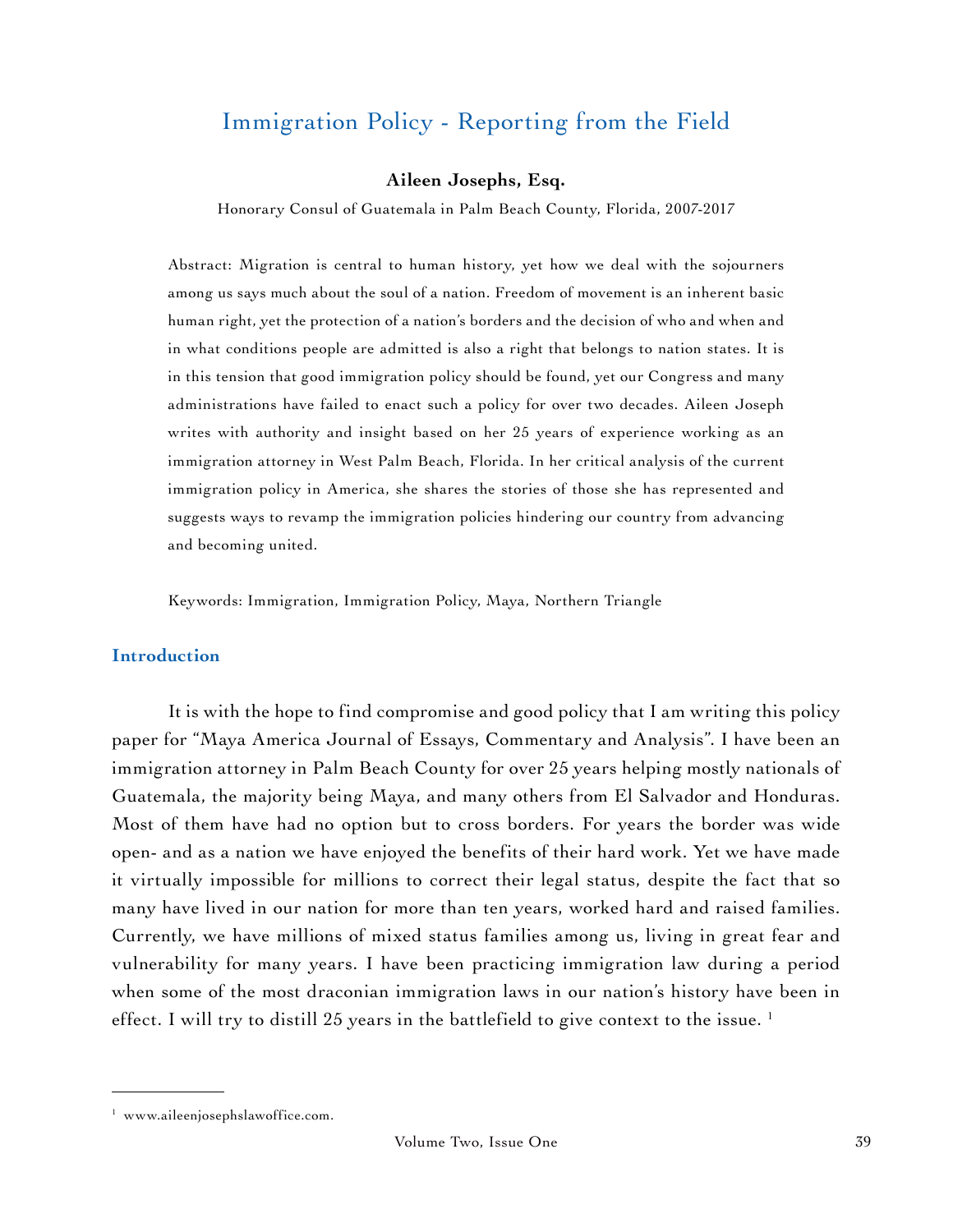# Immigration Policy - Reporting from the Field

**Aileen Josephs, Esq.**

Honorary Consul of Guatemala in Palm Beach County, Florida, 2007-2017

Abstract: Migration is central to human history, yet how we deal with the sojourners among us says much about the soul of a nation. Freedom of movement is an inherent basic human right, yet the protection of a nation's borders and the decision of who and when and in what conditions people are admitted is also a right that belongs to nation states. It is in this tension that good immigration policy should be found, yet our Congress and many administrations have failed to enact such a policy for over two decades. Aileen Joseph writes with authority and insight based on her 25 years of experience working as an immigration attorney in West Palm Beach, Florida. In her critical analysis of the current immigration policy in America, she shares the stories of those she has represented and suggests ways to revamp the immigration policies hindering our country from advancing and becoming united.

Keywords: Immigration, Immigration Policy, Maya, Northern Triangle

## Introduction

It is with the hope to find compromise and good policy that I am writing this policy paper for "Maya America Journal of Essays, Commentary and Analysis". I have been an immigration attorney in Palm Beach County for over 25 years helping mostly nationals of Guatemala, the majority being Maya, and many others from El Salvador and Honduras. Most of them have had no option but to cross borders. For years the border was wide open- and as a nation we have enjoyed the benefits of their hard work. Yet we have made it virtually impossible for millions to correct their legal status, despite the fact that so many have lived in our nation for more than ten years, worked hard and raised families. Currently, we have millions of mixed status families among us, living in great fear and vulnerability for many years. I have been practicing immigration law during a period when some of the most draconian immigration laws in our nation's history have been in effect. I will try to distill 25 years in the battlefield to give context to the issue. [1]

[1] www.aileenjosephslawoffice.com.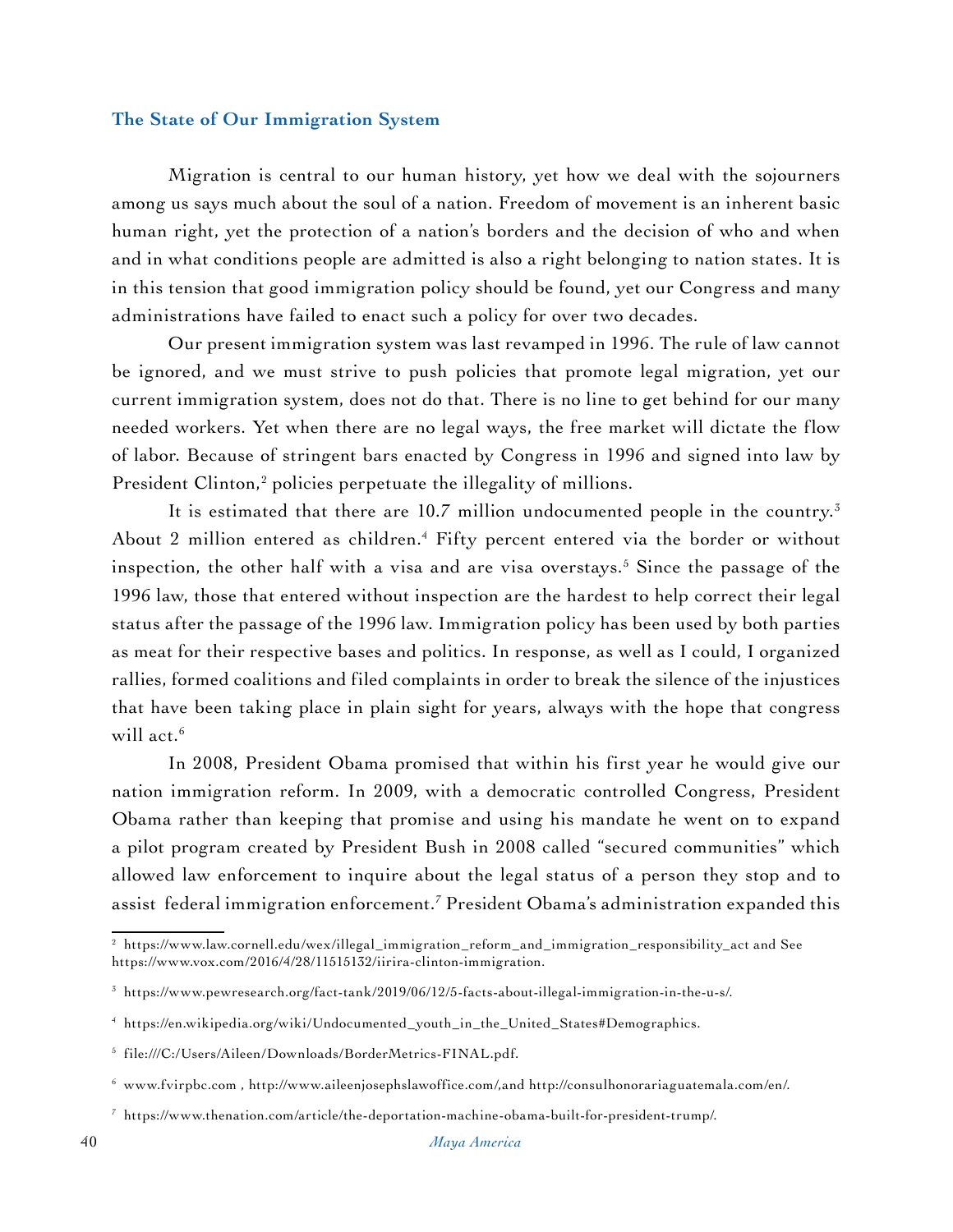## The State of Our Immigration System

Migration is central to our human history, yet how we deal with the sojourners among us says much about the soul of a nation. Freedom of movement is an inherent basic human right, yet the protection of a nation's borders and the decision of who and when and in what conditions people are admitted is also a right belonging to nation states. It is in this tension that good immigration policy should be found, yet our Congress and many administrations have failed to enact such a policy for over two decades.

Our present immigration system was last revamped in 1996. The rule of law cannot be ignored, and we must strive to push policies that promote legal migration, yet our current immigration system, does not do that. There is no line to get behind for our many needed workers. Yet when there are no legal ways, the free market will dictate the flow of labor. Because of stringent bars enacted by Congress in 1996 and signed into law by President Clinton,[2] policies perpetuate the illegality of millions.

It is estimated that there are 10.7 million undocumented people in the country.[3] About 2 million entered as children.[4] Fifty percent entered via the border or without inspection, the other half with a visa and are visa overstays.[5] Since the passage of the 1996 law, those that entered without inspection are the hardest to help correct their legal status after the passage of the 1996 law. Immigration policy has been used by both parties as meat for their respective bases and politics. In response, as well as I could, I organized rallies, formed coalitions and filed complaints in order to break the silence of the injustices that have been taking place in plain sight for years, always with the hope that congress will act.[6]

In 2008, President Obama promised that within his first year he would give our nation immigration reform. In 2009, with a democratic controlled Congress, President Obama rather than keeping that promise and using his mandate he went on to expand a pilot program created by President Bush in 2008 called "secured communities" which allowed law enforcement to inquire about the legal status of a person they stop and to assist federal immigration enforcement.[7] President Obama's administration expanded this

---

[2] https://www.law.cornell.edu/wex/illegal_immigration_reform_and_immigration_responsibility_act and See https://www.vox.com/2016/4/28/11515132/iirira-clinton-immigration.

[3] https://www.pewresearch.org/fact-tank/2019/06/12/5-facts-about-illegal-immigration-in-the-u-s/.

[4] https://en.wikipedia.org/wiki/Undocumented_youth_in_the_United_States#Demographics.

[5] file:///C:/Users/Aileen/Downloads/BorderMetrics-FINAL.pdf.

[6] www.fvirpbc.com , http://www.aileenjosephslawoffice.com/,and http://consulhonorariaguatemala.com/en/.

[7] https://www.thenation.com/article/the-deportation-machine-obama-built-for-president-trump/.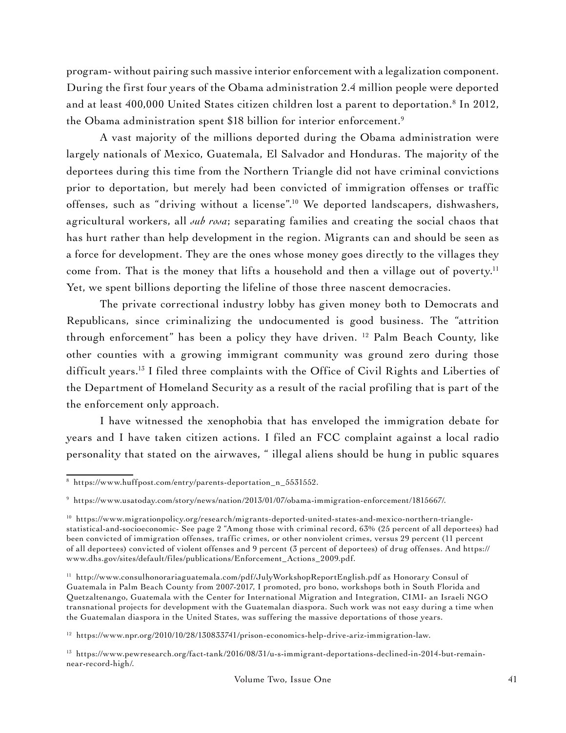program- without pairing such massive interior enforcement with a legalization component. During the first four years of the Obama administration 2.4 million people were deported and at least 400,000 United States citizen children lost a parent to deportation.[8] In 2012, the Obama administration spent $18 billion for interior enforcement.[9]

A vast majority of the millions deported during the Obama administration were largely nationals of Mexico, Guatemala, El Salvador and Honduras. The majority of the deportees during this time from the Northern Triangle did not have criminal convictions prior to deportation, but merely had been convicted of immigration offenses or traffic offenses, such as "driving without a license".[10] We deported landscapers, dishwashers, agricultural workers, all *sub rosa*; separating families and creating the social chaos that has hurt rather than help development in the region. Migrants can and should be seen as a force for development. They are the ones whose money goes directly to the villages they come from. That is the money that lifts a household and then a village out of poverty.[11] Yet, we spent billions deporting the lifeline of those three nascent democracies.

The private correctional industry lobby has given money both to Democrats and Republicans, since criminalizing the undocumented is good business. The "attrition through enforcement" has been a policy they have driven. [12] Palm Beach County, like other counties with a growing immigrant community was ground zero during those difficult years.[13] I filed three complaints with the Office of Civil Rights and Liberties of the Department of Homeland Security as a result of the racial profiling that is part of the the enforcement only approach.

I have witnessed the xenophobia that has enveloped the immigration debate for years and I have taken citizen actions. I filed an FCC complaint against a local radio personality that stated on the airwaves, " illegal aliens should be hung in public squares

---

[8] https://www.huffpost.com/entry/parents-deportation_n_5531552.

[9] https://www.usatoday.com/story/news/nation/2013/01/07/obama-immigration-enforcement/1815667/.

[10] https://www.migrationpolicy.org/research/migrants-deported-united-states-and-mexico-northern-triangle-statistical-and-socioeconomic- See page 2 "Among those with criminal record, 63% (25 percent of all deportees) had been convicted of immigration offenses, traffic crimes, or other nonviolent crimes, versus 29 percent (11 percent of all deportees) convicted of violent offenses and 9 percent (3 percent of deportees) of drug offenses. And https://www.dhs.gov/sites/default/files/publications/Enforcement_Actions_2009.pdf.

[11] http://www.consulhonorariaguatemala.com/pdf/JulyWorkshopReportEnglish.pdf as Honorary Consul of Guatemala in Palm Beach County from 2007-2017, I promoted, pro bono, workshops both in South Florida and Quetzaltenango, Guatemala with the Center for International Migration and Integration, CIMI- an Israeli NGO transnational projects for development with the Guatemalan diaspora. Such work was not easy during a time when the Guatemalan diaspora in the United States, was suffering the massive deportations of those years.

[12] https://www.npr.org/2010/10/28/130833741/prison-economics-help-drive-ariz-immigration-law.

[13] https://www.pewresearch.org/fact-tank/2016/08/31/u-s-immigrant-deportations-declined-in-2014-but-remain-near-record-high/.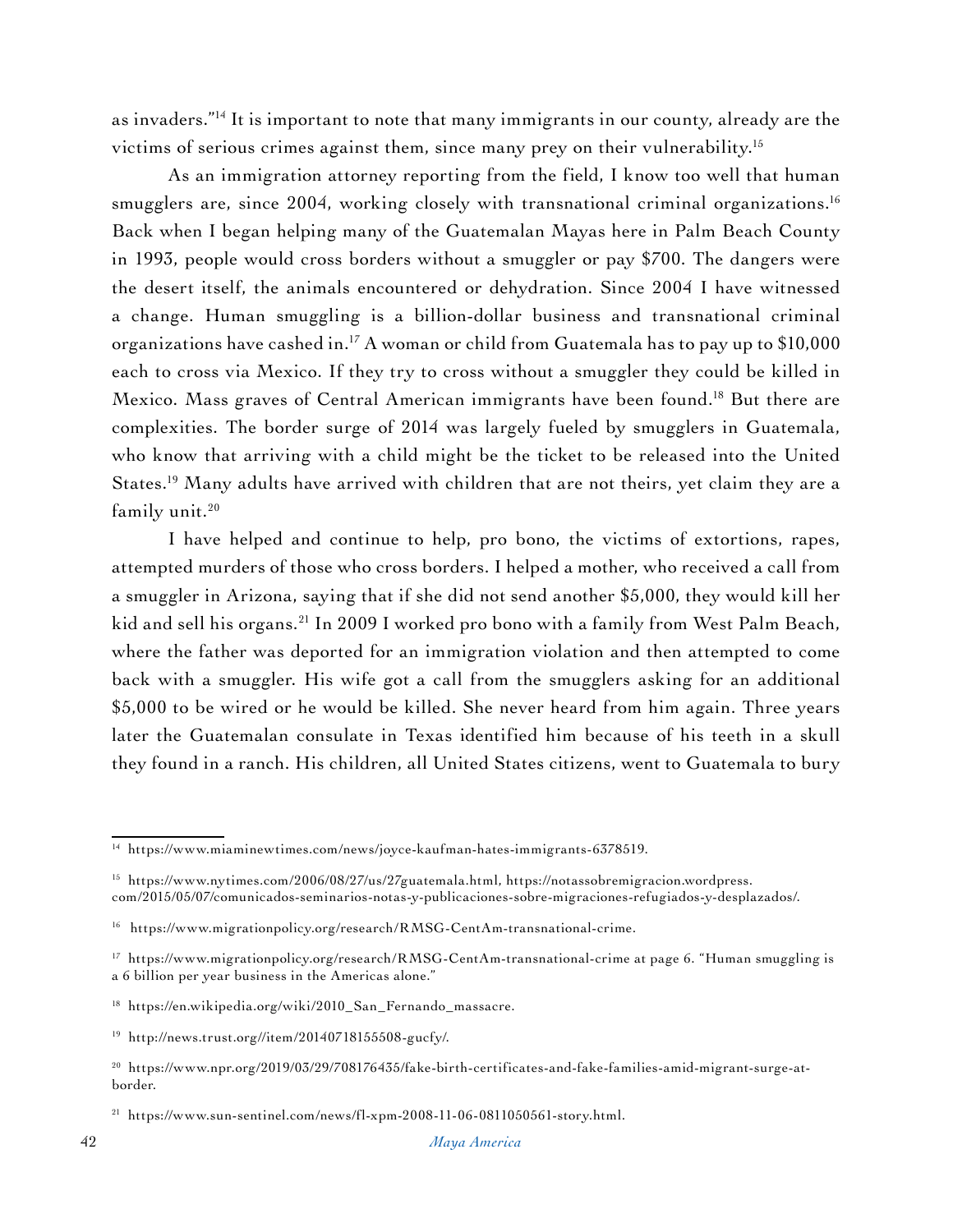as invaders."[14] It is important to note that many immigrants in our county, already are the victims of serious crimes against them, since many prey on their vulnerability.[15]

As an immigration attorney reporting from the field, I know too well that human smugglers are, since 2004, working closely with transnational criminal organizations.[16] Back when I began helping many of the Guatemalan Mayas here in Palm Beach County in 1993, people would cross borders without a smuggler or pay $700. The dangers were the desert itself, the animals encountered or dehydration. Since 2004 I have witnessed a change. Human smuggling is a billion-dollar business and transnational criminal organizations have cashed in.[17] A woman or child from Guatemala has to pay up to $10,000 each to cross via Mexico. If they try to cross without a smuggler they could be killed in Mexico. Mass graves of Central American immigrants have been found.[18] But there are complexities. The border surge of 2014 was largely fueled by smugglers in Guatemala, who know that arriving with a child might be the ticket to be released into the United States.[19] Many adults have arrived with children that are not theirs, yet claim they are a family unit.[20]

I have helped and continue to help, pro bono, the victims of extortions, rapes, attempted murders of those who cross borders. I helped a mother, who received a call from a smuggler in Arizona, saying that if she did not send another $5,000, they would kill her kid and sell his organs.[21] In 2009 I worked pro bono with a family from West Palm Beach, where the father was deported for an immigration violation and then attempted to come back with a smuggler. His wife got a call from the smugglers asking for an additional $5,000 to be wired or he would be killed. She never heard from him again. Three years later the Guatemalan consulate in Texas identified him because of his teeth in a skull they found in a ranch. His children, all United States citizens, went to Guatemala to bury

---

[14] https://www.miaminewtimes.com/news/joyce-kaufman-hates-immigrants-6378519.

[15] https://www.nytimes.com/2006/08/27/us/27guatemala.html, https://notassobremigracion.wordpress.com/2015/05/07/comunicados-seminarios-notas-y-publicaciones-sobre-migraciones-refugiados-y-desplazados/.

[16] https://www.migrationpolicy.org/research/RMSG-CentAm-transnational-crime.

[17] https://www.migrationpolicy.org/research/RMSG-CentAm-transnational-crime at page 6. "Human smuggling is a 6 billion per year business in the Americas alone."

[18] https://en.wikipedia.org/wiki/2010_San_Fernando_massacre.

[19] http://news.trust.org//item/20140718155508-gucfy/.

[20] https://www.npr.org/2019/03/29/708176435/fake-birth-certificates-and-fake-families-amid-migrant-surge-at-border.

[21] https://www.sun-sentinel.com/news/fl-xpm-2008-11-06-0811050561-story.html.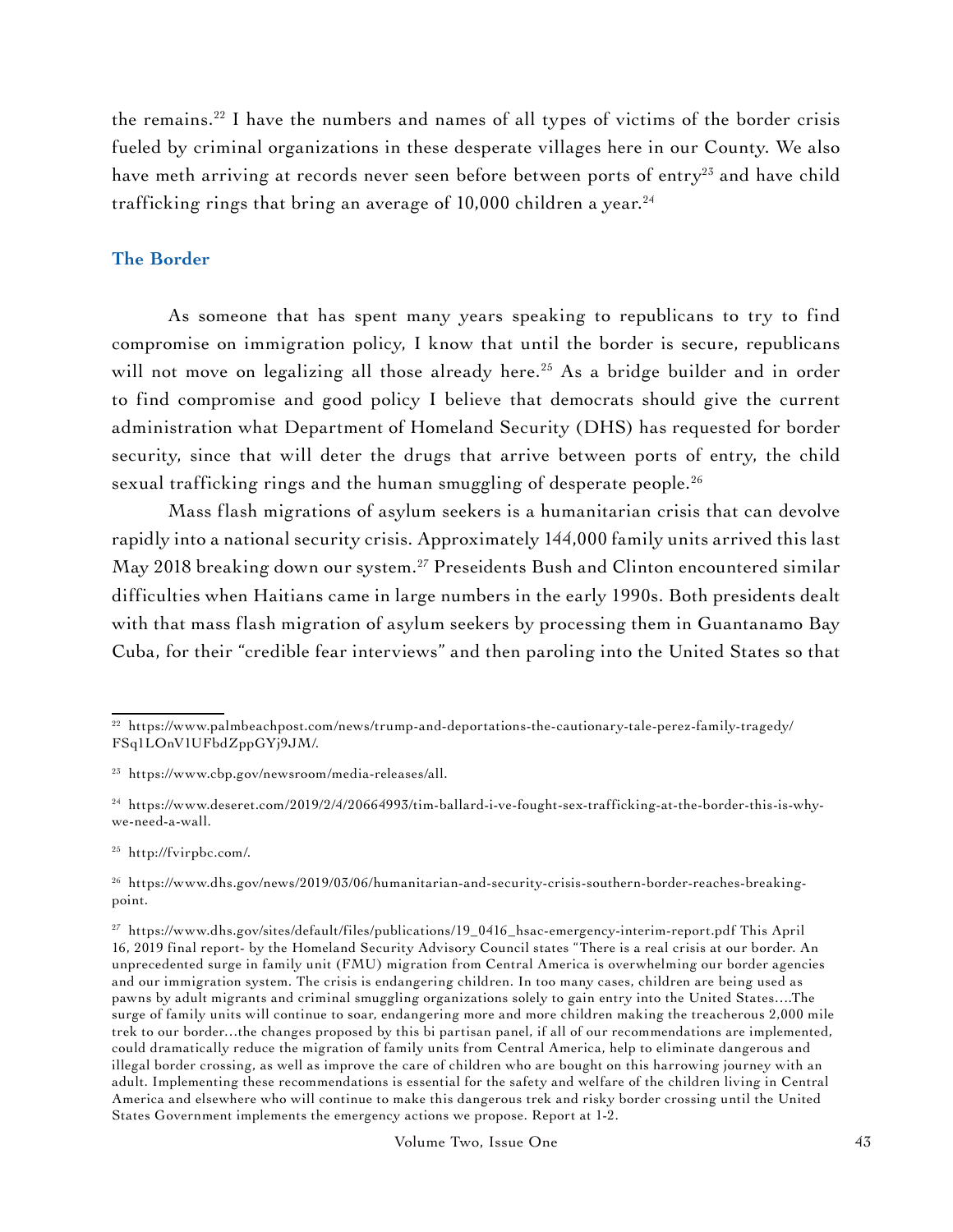the remains.[22] I have the numbers and names of all types of victims of the border crisis fueled by criminal organizations in these desperate villages here in our County. We also have meth arriving at records never seen before between ports of entry[23] and have child trafficking rings that bring an average of 10,000 children a year.[24]

## The Border

As someone that has spent many years speaking to republicans to try to find compromise on immigration policy, I know that until the border is secure, republicans will not move on legalizing all those already here.[25] As a bridge builder and in order to find compromise and good policy I believe that democrats should give the current administration what Department of Homeland Security (DHS) has requested for border security, since that will deter the drugs that arrive between ports of entry, the child sexual trafficking rings and the human smuggling of desperate people.[26]

Mass flash migrations of asylum seekers is a humanitarian crisis that can devolve rapidly into a national security crisis. Approximately 144,000 family units arrived this last May 2018 breaking down our system.[27] Preseidents Bush and Clinton encountered similar difficulties when Haitians came in large numbers in the early 1990s. Both presidents dealt with that mass flash migration of asylum seekers by processing them in Guantanamo Bay Cuba, for their "credible fear interviews" and then paroling into the United States so that

---

[22] https://www.palmbeachpost.com/news/trump-and-deportations-the-cautionary-tale-perez-family-tragedy/FSq1LOnV1UFbdZppGYj9JM/.

[23] https://www.cbp.gov/newsroom/media-releases/all.

[24] https://www.deseret.com/2019/2/4/20664993/tim-ballard-i-ve-fought-sex-trafficking-at-the-border-this-is-why-we-need-a-wall.

[25] http://fvirpbc.com/.

[26] https://www.dhs.gov/news/2019/03/06/humanitarian-and-security-crisis-southern-border-reaches-breaking-point.

[27] https://www.dhs.gov/sites/default/files/publications/19_0416_hsac-emergency-interim-report.pdf This April 16, 2019 final report- by the Homeland Security Advisory Council states "There is a real crisis at our border. An unprecedented surge in family unit (FMU) migration from Central America is overwhelming our border agencies and our immigration system. The crisis is endangering children. In too many cases, children are being used as pawns by adult migrants and criminal smuggling organizations solely to gain entry into the United States….The surge of family units will continue to soar, endangering more and more children making the treacherous 2,000 mile trek to our border…the changes proposed by this bi partisan panel, if all of our recommendations are implemented, could dramatically reduce the migration of family units from Central America, help to eliminate dangerous and illegal border crossing, as well as improve the care of children who are bought on this harrowing journey with an adult. Implementing these recommendations is essential for the safety and welfare of the children living in Central America and elsewhere who will continue to make this dangerous trek and risky border crossing until the United States Government implements the emergency actions we propose. Report at 1-2.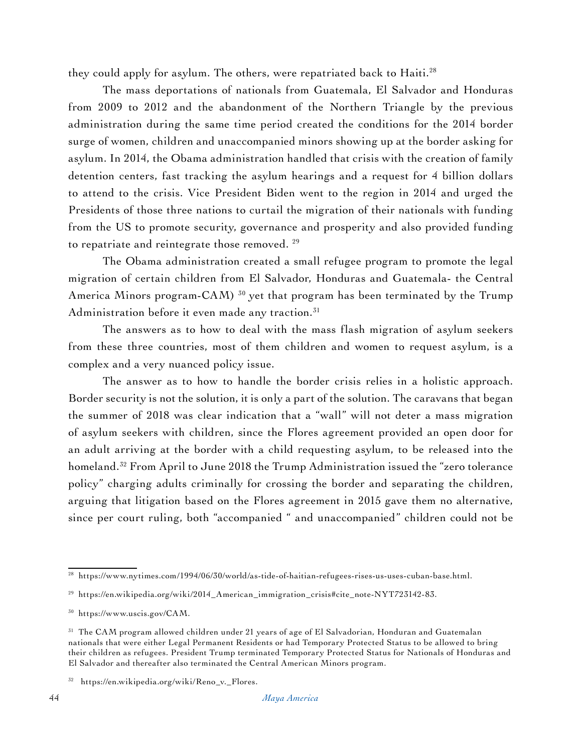they could apply for asylum. The others, were repatriated back to Haiti.[28]

The mass deportations of nationals from Guatemala, El Salvador and Honduras from 2009 to 2012 and the abandonment of the Northern Triangle by the previous administration during the same time period created the conditions for the 2014 border surge of women, children and unaccompanied minors showing up at the border asking for asylum. In 2014, the Obama administration handled that crisis with the creation of family detention centers, fast tracking the asylum hearings and a request for 4 billion dollars to attend to the crisis. Vice President Biden went to the region in 2014 and urged the Presidents of those three nations to curtail the migration of their nationals with funding from the US to promote security, governance and prosperity and also provided funding to repatriate and reintegrate those removed. [29]

The Obama administration created a small refugee program to promote the legal migration of certain children from El Salvador, Honduras and Guatemala- the Central America Minors program-CAM) [30] yet that program has been terminated by the Trump Administration before it even made any traction.[31]

The answers as to how to deal with the mass flash migration of asylum seekers from these three countries, most of them children and women to request asylum, is a complex and a very nuanced policy issue.

The answer as to how to handle the border crisis relies in a holistic approach. Border security is not the solution, it is only a part of the solution. The caravans that began the summer of 2018 was clear indication that a "wall" will not deter a mass migration of asylum seekers with children, since the Flores agreement provided an open door for an adult arriving at the border with a child requesting asylum, to be released into the homeland.[32] From April to June 2018 the Trump Administration issued the "zero tolerance policy" charging adults criminally for crossing the border and separating the children, arguing that litigation based on the Flores agreement in 2015 gave them no alternative, since per court ruling, both "accompanied " and unaccompanied" children could not be

---

[28] https://www.nytimes.com/1994/06/30/world/as-tide-of-haitian-refugees-rises-us-uses-cuban-base.html.

[29] https://en.wikipedia.org/wiki/2014_American_immigration_crisis#cite_note-NYT723142-83.

[30] https://www.uscis.gov/CAM.

[31] The CAM program allowed children under 21 years of age of El Salvadorian, Honduran and Guatemalan nationals that were either Legal Permanent Residents or had Temporary Protected Status to be allowed to bring their children as refugees. President Trump terminated Temporary Protected Status for Nationals of Honduras and El Salvador and thereafter also terminated the Central American Minors program.

[32] https://en.wikipedia.org/wiki/Reno_v._Flores.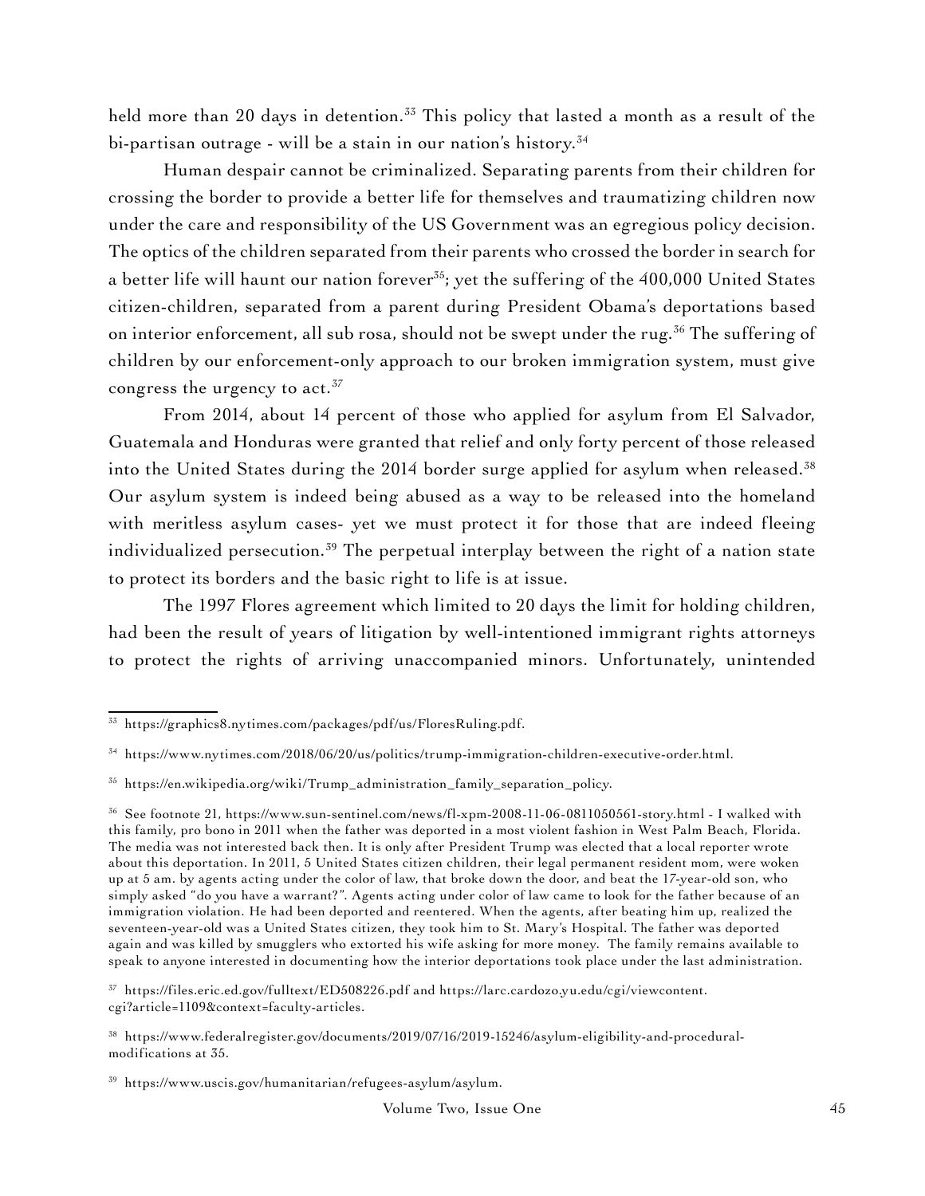held more than 20 days in detention.[33] This policy that lasted a month as a result of the bi-partisan outrage - will be a stain in our nation's history.[34]

Human despair cannot be criminalized. Separating parents from their children for crossing the border to provide a better life for themselves and traumatizing children now under the care and responsibility of the US Government was an egregious policy decision. The optics of the children separated from their parents who crossed the border in search for a better life will haunt our nation forever[35]; yet the suffering of the 400,000 United States citizen-children, separated from a parent during President Obama's deportations based on interior enforcement, all sub rosa, should not be swept under the rug.[36] The suffering of children by our enforcement-only approach to our broken immigration system, must give congress the urgency to act.[37]

From 2014, about 14 percent of those who applied for asylum from El Salvador, Guatemala and Honduras were granted that relief and only forty percent of those released into the United States during the 2014 border surge applied for asylum when released.[38] Our asylum system is indeed being abused as a way to be released into the homeland with meritless asylum cases- yet we must protect it for those that are indeed fleeing individualized persecution.[39] The perpetual interplay between the right of a nation state to protect its borders and the basic right to life is at issue.

The 1997 Flores agreement which limited to 20 days the limit for holding children, had been the result of years of litigation by well-intentioned immigrant rights attorneys to protect the rights of arriving unaccompanied minors. Unfortunately, unintended

---

[33] https://graphics8.nytimes.com/packages/pdf/us/FloresRuling.pdf.

[34] https://www.nytimes.com/2018/06/20/us/politics/trump-immigration-children-executive-order.html.

[35] https://en.wikipedia.org/wiki/Trump_administration_family_separation_policy.

[36] See footnote 21, https://www.sun-sentinel.com/news/fl-xpm-2008-11-06-0811050561-story.html - I walked with this family, pro bono in 2011 when the father was deported in a most violent fashion in West Palm Beach, Florida. The media was not interested back then. It is only after President Trump was elected that a local reporter wrote about this deportation. In 2011, 5 United States citizen children, their legal permanent resident mom, were woken up at 5 am. by agents acting under the color of law, that broke down the door, and beat the 17-year-old son, who simply asked "do you have a warrant?". Agents acting under color of law came to look for the father because of an immigration violation. He had been deported and reentered. When the agents, after beating him up, realized the seventeen-year-old was a United States citizen, they took him to St. Mary's Hospital. The father was deported again and was killed by smugglers who extorted his wife asking for more money. The family remains available to speak to anyone interested in documenting how the interior deportations took place under the last administration.

[37] https://files.eric.ed.gov/fulltext/ED508226.pdf and https://larc.cardozo.yu.edu/cgi/viewcontent.cgi?article=1109&context=faculty-articles.

[38] https://www.federalregister.gov/documents/2019/07/16/2019-15246/asylum-eligibility-and-procedural-modifications at 35.

[39] https://www.uscis.gov/humanitarian/refugees-asylum/asylum.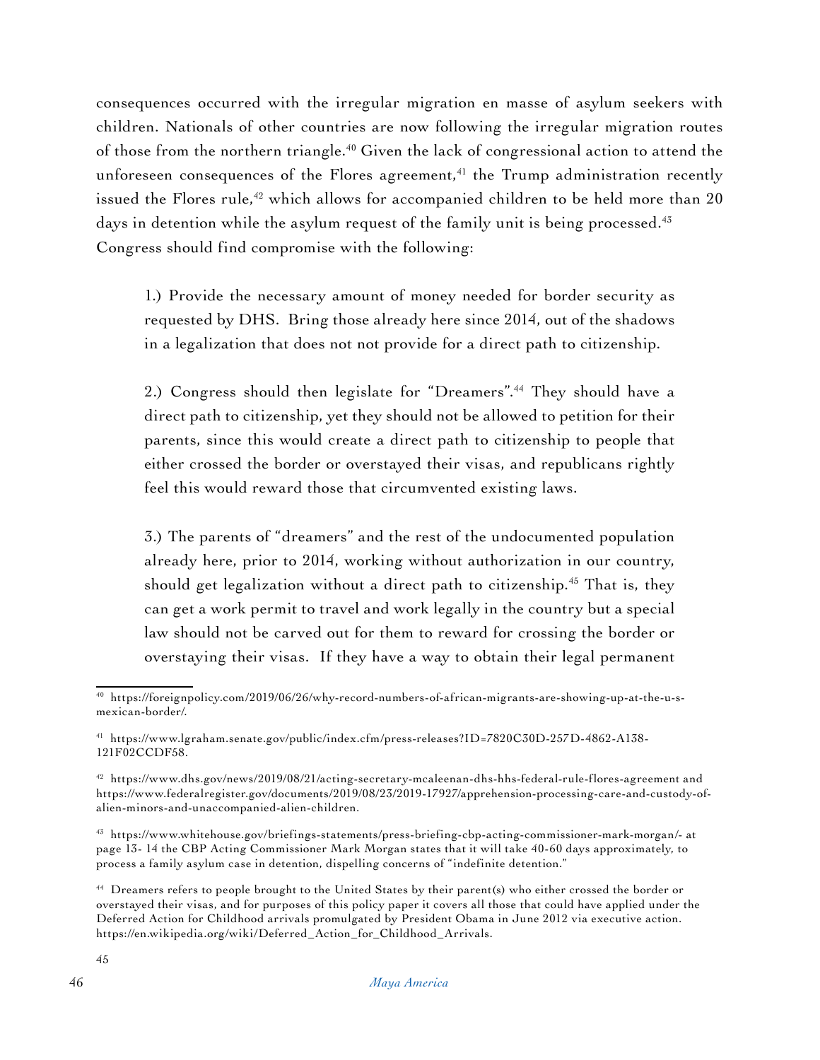consequences occurred with the irregular migration en masse of asylum seekers with children. Nationals of other countries are now following the irregular migration routes of those from the northern triangle.[40] Given the lack of congressional action to attend the unforeseen consequences of the Flores agreement,[41] the Trump administration recently issued the Flores rule,[42] which allows for accompanied children to be held more than 20 days in detention while the asylum request of the family unit is being processed.[43] Congress should find compromise with the following:

> 1.) Provide the necessary amount of money needed for border security as requested by DHS. Bring those already here since 2014, out of the shadows in a legalization that does not not provide for a direct path to citizenship.
>
> 2.) Congress should then legislate for "Dreamers".[44] They should have a direct path to citizenship, yet they should not be allowed to petition for their parents, since this would create a direct path to citizenship to people that either crossed the border or overstayed their visas, and republicans rightly feel this would reward those that circumvented existing laws.
>
> 3.) The parents of "dreamers" and the rest of the undocumented population already here, prior to 2014, working without authorization in our country, should get legalization without a direct path to citizenship.[45] That is, they can get a work permit to travel and work legally in the country but a special law should not be carved out for them to reward for crossing the border or overstaying their visas. If they have a way to obtain their legal permanent

---

[40] https://foreignpolicy.com/2019/06/26/why-record-numbers-of-african-migrants-are-showing-up-at-the-u-s-mexican-border/.

[41] https://www.lgraham.senate.gov/public/index.cfm/press-releases?ID=7820C30D-257D-4862-A138-121F02CCDF58.

[42] https://www.dhs.gov/news/2019/08/21/acting-secretary-mcaleenan-dhs-hhs-federal-rule-flores-agreement and https://www.federalregister.gov/documents/2019/08/23/2019-17927/apprehension-processing-care-and-custody-of-alien-minors-and-unaccompanied-alien-children.

[43] https://www.whitehouse.gov/briefings-statements/press-briefing-cbp-acting-commissioner-mark-morgan/- at page 13- 14 the CBP Acting Commissioner Mark Morgan states that it will take 40-60 days approximately, to process a family asylum case in detention, dispelling concerns of "indefinite detention."

[44] Dreamers refers to people brought to the United States by their parent(s) who either crossed the border or overstayed their visas, and for purposes of this policy paper it covers all those that could have applied under the Deferred Action for Childhood arrivals promulgated by President Obama in June 2012 via executive action. https://en.wikipedia.org/wiki/Deferred_Action_for_Childhood_Arrivals.

[45]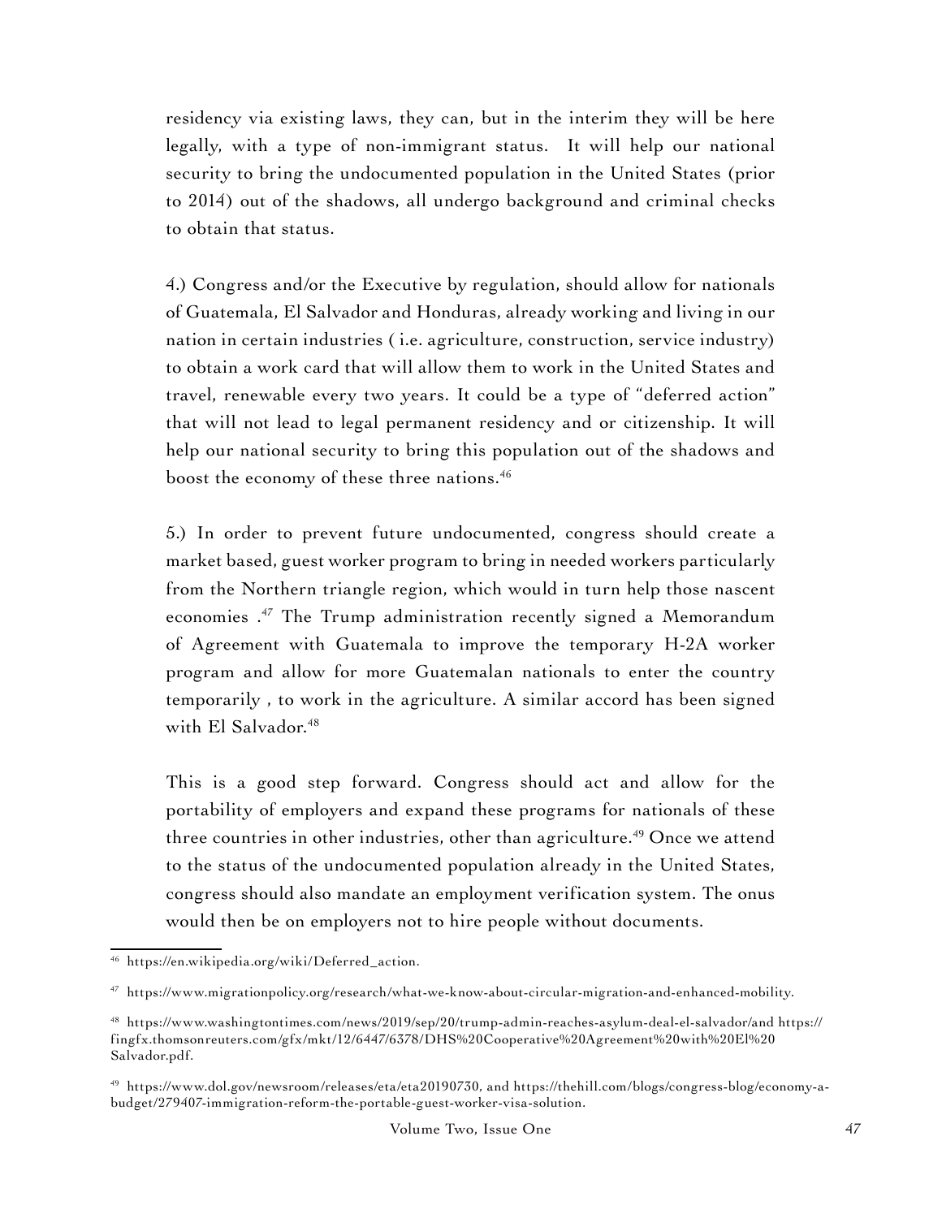residency via existing laws, they can, but in the interim they will be here legally, with a type of non-immigrant status. It will help our national security to bring the undocumented population in the United States (prior to 2014) out of the shadows, all undergo background and criminal checks to obtain that status.

4.) Congress and/or the Executive by regulation, should allow for nationals of Guatemala, El Salvador and Honduras, already working and living in our nation in certain industries ( i.e. agriculture, construction, service industry) to obtain a work card that will allow them to work in the United States and travel, renewable every two years. It could be a type of "deferred action" that will not lead to legal permanent residency and or citizenship. It will help our national security to bring this population out of the shadows and boost the economy of these three nations.[46]

5.) In order to prevent future undocumented, congress should create a market based, guest worker program to bring in needed workers particularly from the Northern triangle region, which would in turn help those nascent economies .[47] The Trump administration recently signed a Memorandum of Agreement with Guatemala to improve the temporary H-2A worker program and allow for more Guatemalan nationals to enter the country temporarily , to work in the agriculture. A similar accord has been signed with El Salvador.[48]

This is a good step forward. Congress should act and allow for the portability of employers and expand these programs for nationals of these three countries in other industries, other than agriculture.[49] Once we attend to the status of the undocumented population already in the United States, congress should also mandate an employment verification system. The onus would then be on employers not to hire people without documents.

---

[46] https://en.wikipedia.org/wiki/Deferred_action.

[47] https://www.migrationpolicy.org/research/what-we-know-about-circular-migration-and-enhanced-mobility.

[48] https://www.washingtontimes.com/news/2019/sep/20/trump-admin-reaches-asylum-deal-el-salvador/and https://fingfx.thomsonreuters.com/gfx/mkt/12/6447/6378/DHS%20Cooperative%20Agreement%20with%20El%20Salvador.pdf.

[49] https://www.dol.gov/newsroom/releases/eta/eta20190730, and https://thehill.com/blogs/congress-blog/economy-a-budget/279407-immigration-reform-the-portable-guest-worker-visa-solution.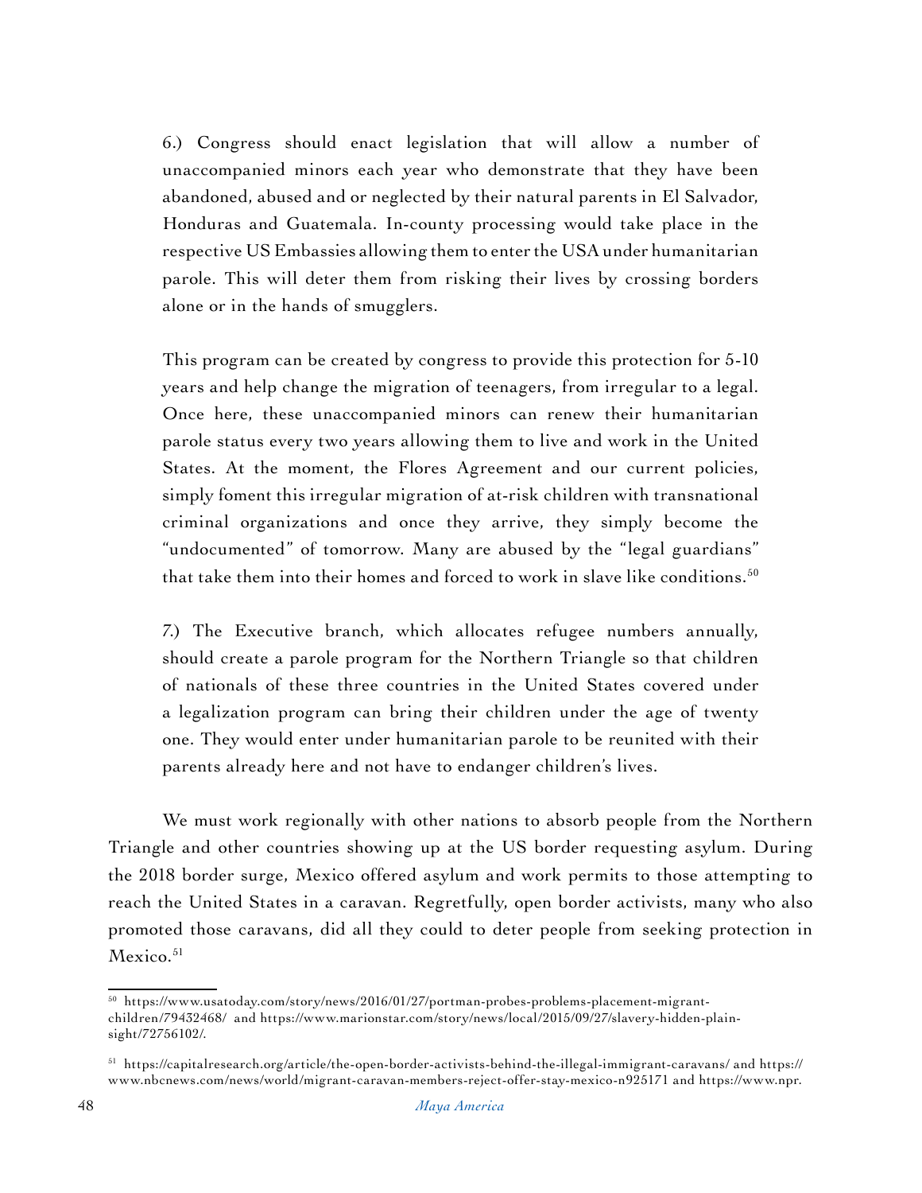6.) Congress should enact legislation that will allow a number of unaccompanied minors each year who demonstrate that they have been abandoned, abused and or neglected by their natural parents in El Salvador, Honduras and Guatemala. In-county processing would take place in the respective US Embassies allowing them to enter the USA under humanitarian parole. This will deter them from risking their lives by crossing borders alone or in the hands of smugglers.

This program can be created by congress to provide this protection for 5-10 years and help change the migration of teenagers, from irregular to a legal. Once here, these unaccompanied minors can renew their humanitarian parole status every two years allowing them to live and work in the United States. At the moment, the Flores Agreement and our current policies, simply foment this irregular migration of at-risk children with transnational criminal organizations and once they arrive, they simply become the "undocumented" of tomorrow. Many are abused by the "legal guardians" that take them into their homes and forced to work in slave like conditions.[50]

7.) The Executive branch, which allocates refugee numbers annually, should create a parole program for the Northern Triangle so that children of nationals of these three countries in the United States covered under a legalization program can bring their children under the age of twenty one. They would enter under humanitarian parole to be reunited with their parents already here and not have to endanger children's lives.

We must work regionally with other nations to absorb people from the Northern Triangle and other countries showing up at the US border requesting asylum. During the 2018 border surge, Mexico offered asylum and work permits to those attempting to reach the United States in a caravan. Regretfully, open border activists, many who also promoted those caravans, did all they could to deter people from seeking protection in Mexico.[51]

---

[50] https://www.usatoday.com/story/news/2016/01/27/portman-probes-problems-placement-migrant-children/79432468/ and https://www.marionstar.com/story/news/local/2015/09/27/slavery-hidden-plain-sight/72756102/.

[51] https://capitalresearch.org/article/the-open-border-activists-behind-the-illegal-immigrant-caravans/ and https://www.nbcnews.com/news/world/migrant-caravan-members-reject-offer-stay-mexico-n925171 and https://www.npr.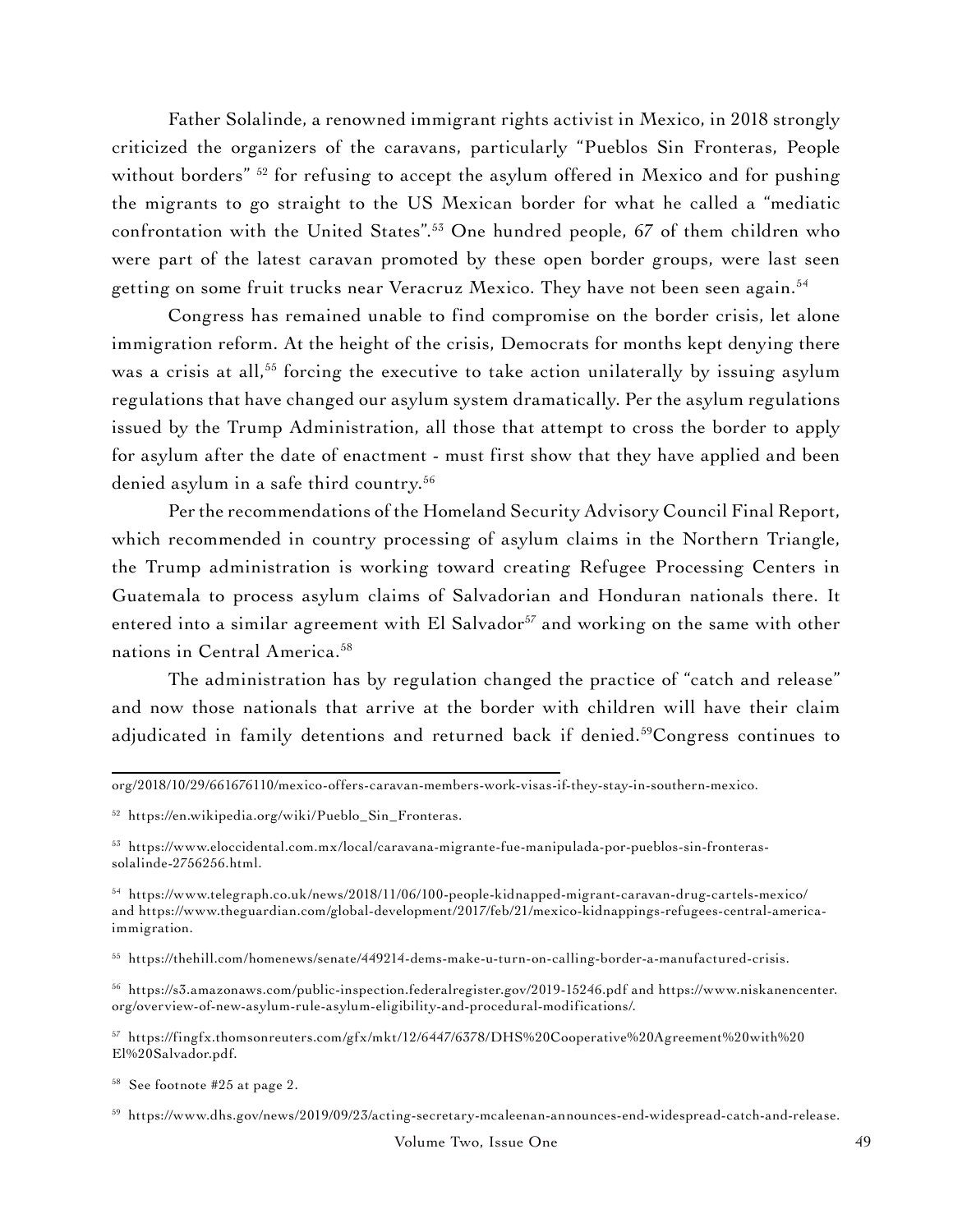Father Solalinde, a renowned immigrant rights activist in Mexico, in 2018 strongly criticized the organizers of the caravans, particularly "Pueblos Sin Fronteras, People without borders" [52] for refusing to accept the asylum offered in Mexico and for pushing the migrants to go straight to the US Mexican border for what he called a "mediatic confrontation with the United States".[53] One hundred people, 67 of them children who were part of the latest caravan promoted by these open border groups, were last seen getting on some fruit trucks near Veracruz Mexico. They have not been seen again.[54]

Congress has remained unable to find compromise on the border crisis, let alone immigration reform. At the height of the crisis, Democrats for months kept denying there was a crisis at all,[55] forcing the executive to take action unilaterally by issuing asylum regulations that have changed our asylum system dramatically. Per the asylum regulations issued by the Trump Administration, all those that attempt to cross the border to apply for asylum after the date of enactment - must first show that they have applied and been denied asylum in a safe third country.[56]

Per the recommendations of the Homeland Security Advisory Council Final Report, which recommended in country processing of asylum claims in the Northern Triangle, the Trump administration is working toward creating Refugee Processing Centers in Guatemala to process asylum claims of Salvadorian and Honduran nationals there. It entered into a similar agreement with El Salvador[57] and working on the same with other nations in Central America.[58]

The administration has by regulation changed the practice of "catch and release" and now those nationals that arrive at the border with children will have their claim adjudicated in family detentions and returned back if denied.[59]Congress continues to

---

org/2018/10/29/661676110/mexico-offers-caravan-members-work-visas-if-they-stay-in-southern-mexico.

[52] https://en.wikipedia.org/wiki/Pueblo_Sin_Fronteras.

[53] https://www.eloccidental.com.mx/local/caravana-migrante-fue-manipulada-por-pueblos-sin-fronteras-solalinde-2756256.html.

[54] https://www.telegraph.co.uk/news/2018/11/06/100-people-kidnapped-migrant-caravan-drug-cartels-mexico/ and https://www.theguardian.com/global-development/2017/feb/21/mexico-kidnappings-refugees-central-america-immigration.

[55] https://thehill.com/homenews/senate/449214-dems-make-u-turn-on-calling-border-a-manufactured-crisis.

[56] https://s3.amazonaws.com/public-inspection.federalregister.gov/2019-15246.pdf and https://www.niskanencenter.org/overview-of-new-asylum-rule-asylum-eligibility-and-procedural-modifications/.

[57] https://fingfx.thomsonreuters.com/gfx/mkt/12/6447/6378/DHS%20Cooperative%20Agreement%20with%20El%20Salvador.pdf.

[58] See footnote #25 at page 2.

[59] https://www.dhs.gov/news/2019/09/23/acting-secretary-mcaleenan-announces-end-widespread-catch-and-release.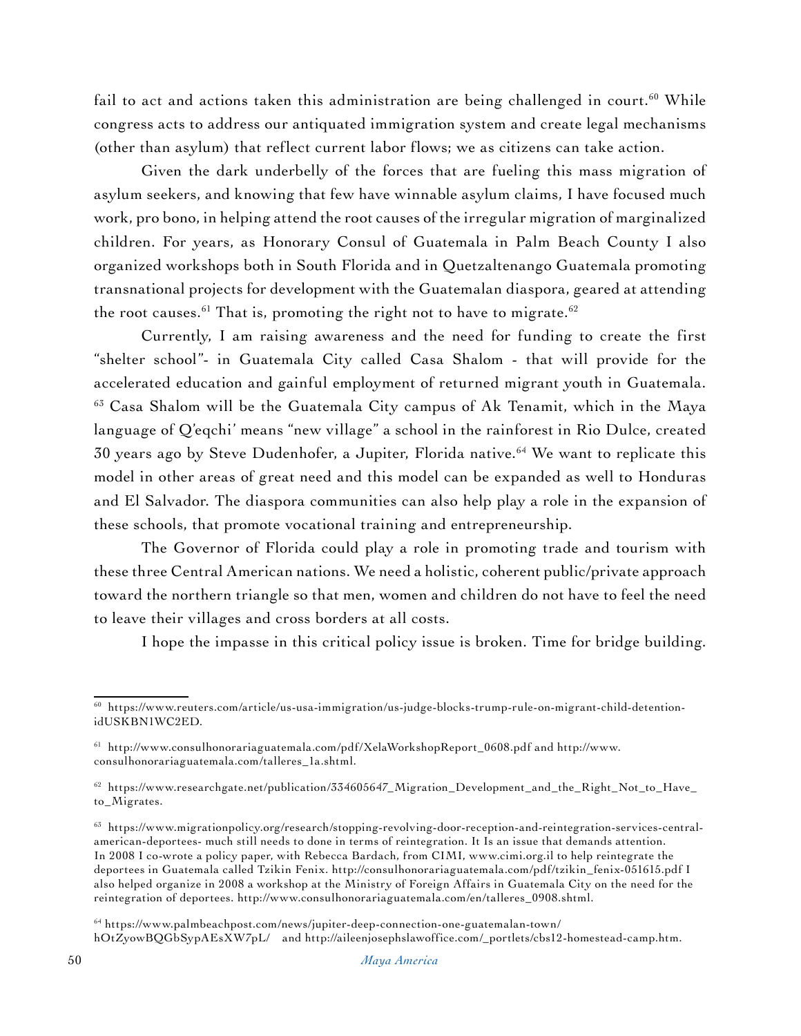fail to act and actions taken this administration are being challenged in court.[60] While congress acts to address our antiquated immigration system and create legal mechanisms (other than asylum) that reflect current labor flows; we as citizens can take action.

Given the dark underbelly of the forces that are fueling this mass migration of asylum seekers, and knowing that few have winnable asylum claims, I have focused much work, pro bono, in helping attend the root causes of the irregular migration of marginalized children. For years, as Honorary Consul of Guatemala in Palm Beach County I also organized workshops both in South Florida and in Quetzaltenango Guatemala promoting transnational projects for development with the Guatemalan diaspora, geared at attending the root causes.[61] That is, promoting the right not to have to migrate.[62]

Currently, I am raising awareness and the need for funding to create the first "shelter school"- in Guatemala City called Casa Shalom - that will provide for the accelerated education and gainful employment of returned migrant youth in Guatemala.[63] Casa Shalom will be the Guatemala City campus of Ak Tenamit, which in the Maya language of Q'eqchi' means "new village" a school in the rainforest in Rio Dulce, created 30 years ago by Steve Dudenhofer, a Jupiter, Florida native.[64] We want to replicate this model in other areas of great need and this model can be expanded as well to Honduras and El Salvador. The diaspora communities can also help play a role in the expansion of these schools, that promote vocational training and entrepreneurship.

The Governor of Florida could play a role in promoting trade and tourism with these three Central American nations. We need a holistic, coherent public/private approach toward the northern triangle so that men, women and children do not have to feel the need to leave their villages and cross borders at all costs.

I hope the impasse in this critical policy issue is broken. Time for bridge building.

---

[60] https://www.reuters.com/article/us-usa-immigration/us-judge-blocks-trump-rule-on-migrant-child-detention-idUSKBN1WC2ED.

[61] http://www.consulhonorariaguatemala.com/pdf/XelaWorkshopReport_0608.pdf and http://www.consulhonorariaguatemala.com/talleres_1a.shtml.

[62] https://www.researchgate.net/publication/334605647_Migration_Development_and_the_Right_Not_to_Have_to_Migrates.

[63] https://www.migrationpolicy.org/research/stopping-revolving-door-reception-and-reintegration-services-central-american-deportees- much still needs to done in terms of reintegration. It Is an issue that demands attention. In 2008 I co-wrote a policy paper, with Rebecca Bardach, from CIMI, www.cimi.org.il to help reintegrate the deportees in Guatemala called Tzikin Fenix. http://consulhonorariaguatemala.com/pdf/tzikin_fenix-051615.pdf I also helped organize in 2008 a workshop at the Ministry of Foreign Affairs in Guatemala City on the need for the reintegration of deportees. http://www.consulhonorariaguatemala.com/en/talleres_0908.shtml.

[64] https://www.palmbeachpost.com/news/jupiter-deep-connection-one-guatemalan-town/hOtZyowBQGbSypAEsXW7pL/ and http://aileenjosephslawoffice.com/_portlets/cbs12-homestead-camp.htm.